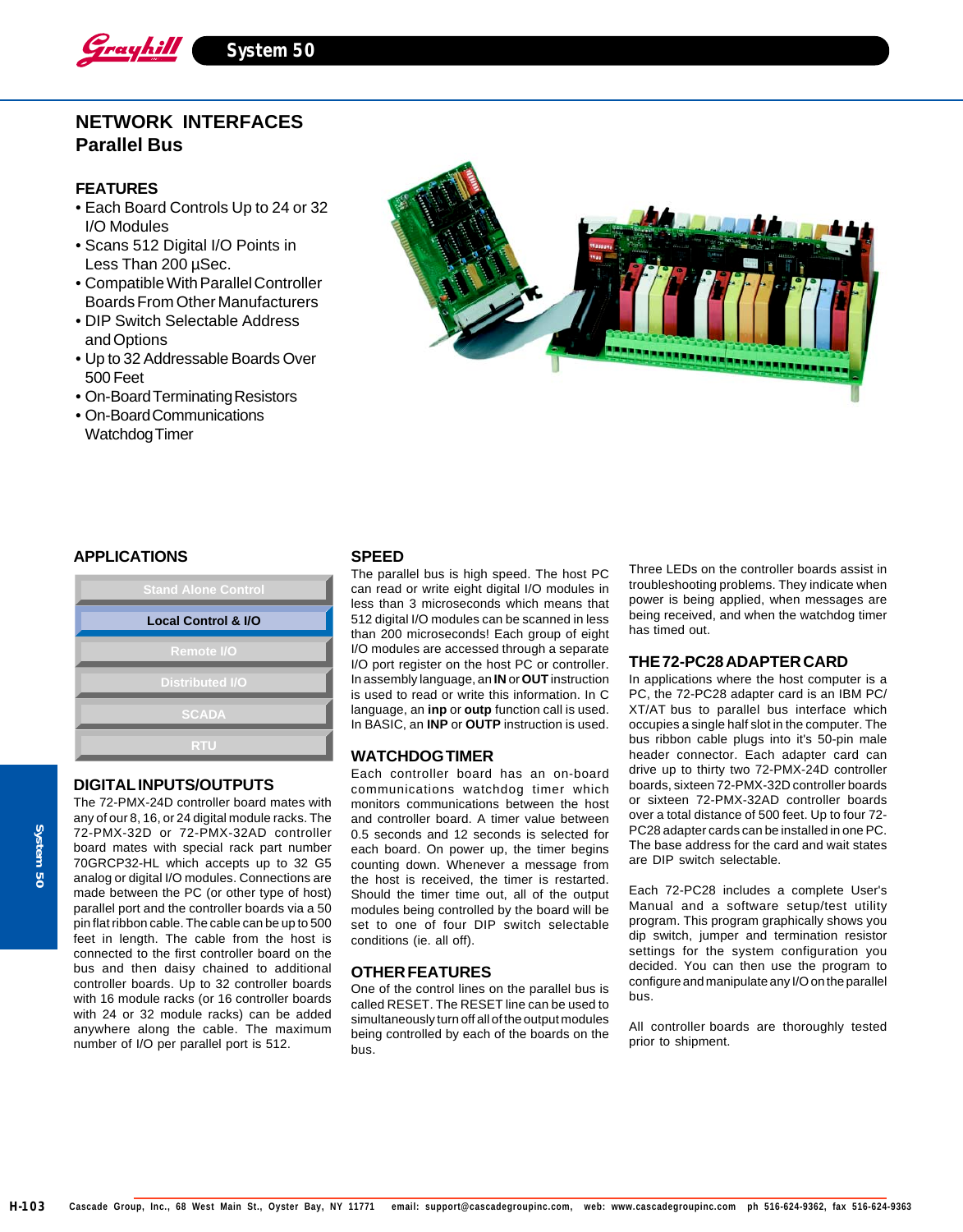# NETWORK INTERFACES
## Parallel Bus

### FEATURES

- Each Board Controls Up to 24 or 32 I/O Modules
- Scans 512 Digital I/O Points in Less Than 200 µSec.
- Compatible With Parallel Controller Boards From Other Manufacturers
- DIP Switch Selectable Address and Options
- Up to 32 Addressable Boards Over 500 Feet
- On-Board Terminating Resistors
- On-Board Communications Watchdog Timer

### APPLICATIONS

- Stand Alone Control
- **Local Control & I/O**
- Remote I/O
- Distributed I/O
- SCADA
- RTU

### DIGITAL INPUTS/OUTPUTS

The 72-PMX-24D controller board mates with any of our 8, 16, or 24 digital module racks. The 72-PMX-32D or 72-PMX-32AD controller board mates with special rack part number 70GRCP32-HL which accepts up to 32 G5 analog or digital I/O modules. Connections are made between the PC (or other type of host) parallel port and the controller boards via a 50 pin flat ribbon cable. The cable can be up to 500 feet in length. The cable from the host is connected to the first controller board on the bus and then daisy chained to additional controller boards. Up to 32 controller boards with 16 module racks (or 16 controller boards with 24 or 32 module racks) can be added anywhere along the cable. The maximum number of I/O per parallel port is 512.

### SPEED

The parallel bus is high speed. The host PC can read or write eight digital I/O modules in less than 3 microseconds which means that 512 digital I/O modules can be scanned in less than 200 microseconds! Each group of eight I/O modules are accessed through a separate I/O port register on the host PC or controller. In assembly language, an **IN** or **OUT** instruction is used to read or write this information. In C language, an **inp** or **outp** function call is used. In BASIC, an **INP** or **OUTP** instruction is used.

### WATCHDOG TIMER

Each controller board has an on-board communications watchdog timer which monitors communications between the host and controller board. A timer value between 0.5 seconds and 12 seconds is selectable for each board. On power up, the timer begins counting down. Whenever a message from the host is received, the timer is restarted. Should the timer time out, all of the output modules being controlled by the board will be set to one of four DIP switch selectable conditions (ie. all off).

### OTHER FEATURES

One of the control lines on the parallel bus is called RESET. The RESET line can be used to simultaneously turn off all of the output modules being controlled by each of the boards on the bus.

Three LEDs on the controller boards assist in troubleshooting problems. They indicate when power is being applied, when messages are being received, and when the watchdog timer has timed out.

### THE 72-PC28 ADAPTER CARD

In applications where the host computer is a PC, the 72-PC28 adapter card is an IBM PC/XT/AT bus to parallel bus interface which occupies a single half slot in the computer. The bus ribbon cable plugs into it's 50-pin male header connector. Each adapter card can drive up to thirty two 72-PMX-24D controller boards, sixteen 72-PMX-32D controller boards or sixteen 72-PMX-32AD controller boards over a total distance of 500 feet. Up to four 72-PC28 adapter cards can be installed in one PC. The base address for the card and wait states are DIP switch selectable.

Each 72-PC28 includes a complete User's Manual and a software setup/test utility program. This program graphically shows you dip switch, jumper and termination resistor settings for the system configuration you decided. You can then use the program to configure and manipulate any I/O on the parallel bus.

All controller boards are thoroughly tested prior to shipment.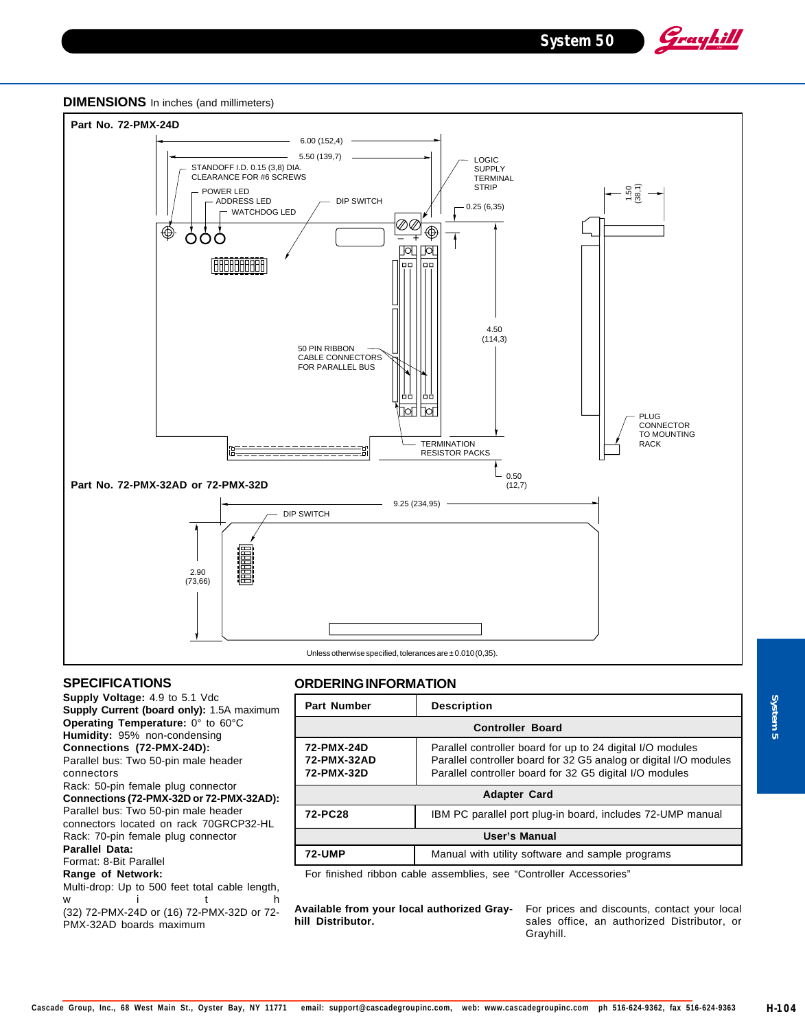## DIMENSIONS In inches (and millimeters)

**Part No. 72-PMX-24D**

6.00 (152,4)
5.50 (139,7)
STANDOFF I.D. 0.15 (3,8) DIA.
CLEARANCE FOR #6 SCREWS
POWER LED
ADDRESS LED
WATCHDOG LED
DIP SWITCH
LOGIC SUPPLY TERMINAL STRIP
0.25 (6,35)
1.50 (38,1)
4.50 (114,3)
50 PIN RIBBON CABLE CONNECTORS FOR PARALLEL BUS
PLUG CONNECTOR TO MOUNTING RACK
TERMINATION RESISTOR PACKS
0.50 (12,7)

**Part No. 72-PMX-32AD or 72-PMX-32D**

9.25 (234,95)
DIP SWITCH
2.90 (73,66)

Unless otherwise specified, tolerances are ± 0.010 (0,35).

## SPECIFICATIONS

**Supply Voltage:** 4.9 to 5.1 Vdc
**Supply Current (board only):** 1.5A maximum
**Operating Temperature:** 0° to 60°C
**Humidity:** 95% non-condensing
**Connections (72-PMX-24D):**
Parallel bus: Two 50-pin male header connectors
Rack: 50-pin female plug connector
**Connections (72-PMX-32D or 72-PMX-32AD):**
Parallel bus: Two 50-pin male header connectors located on rack 70GRCP32-HL
Rack: 70-pin female plug connector
**Parallel Data:**
Format: 8-Bit Parallel
**Range of Network:**
Multi-drop: Up to 500 feet total cable length, with (32) 72-PMX-24D or (16) 72-PMX-32D or 72-PMX-32AD boards maximum

## ORDERING INFORMATION

| Part Number | Description |
|---|---|
| **Controller Board** | |
| 72-PMX-24D<br>72-PMX-32AD<br>72-PMX-32D | Parallel controller board for up to 24 digital I/O modules<br>Parallel controller board for 32 G5 analog or digital I/O modules<br>Parallel controller board for 32 G5 digital I/O modules |
| **Adapter Card** | |
| 72-PC28 | IBM PC parallel port plug-in board, includes 72-UMP manual |
| **User's Manual** | |
| 72-UMP | Manual with utility software and sample programs |

For finished ribbon cable assemblies, see "Controller Accessories"

**Available from your local authorized Grayhill Distributor.**

For prices and discounts, contact your local sales office, an authorized Distributor, or Grayhill.